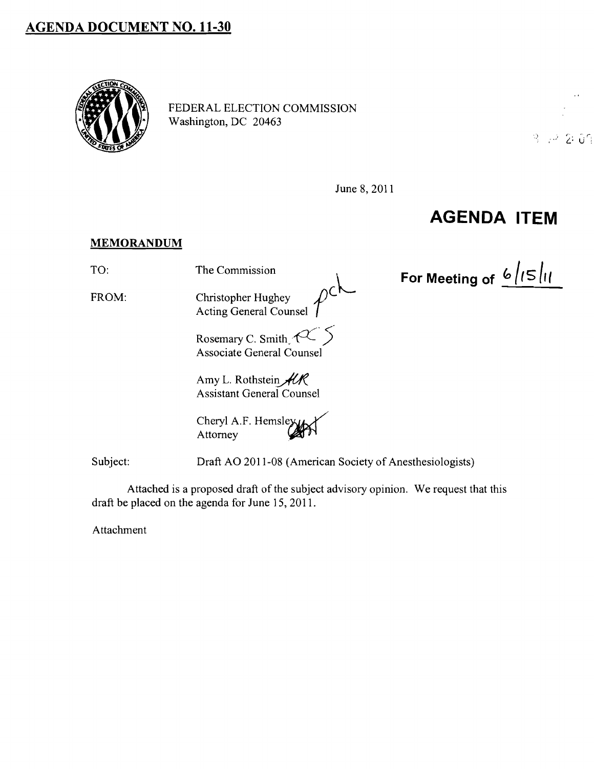# AGENDA DOCUMENT NO. 11-30

FEDERAL ELECTION COMMISSION
Washington, DC 20463

June 8, 2011

## AGENDA ITEM

For Meeting of 6/15/11

**MEMORANDUM**

TO: The Commission

FROM: Christopher Hughey
Acting General Counsel

Rosemary C. Smith
Associate General Counsel

Amy L. Rothstein
Assistant General Counsel

Cheryl A.F. Hemsley
Attorney

Subject: Draft AO 2011-08 (American Society of Anesthesiologists)

Attached is a proposed draft of the subject advisory opinion. We request that this draft be placed on the agenda for June 15, 2011.

Attachment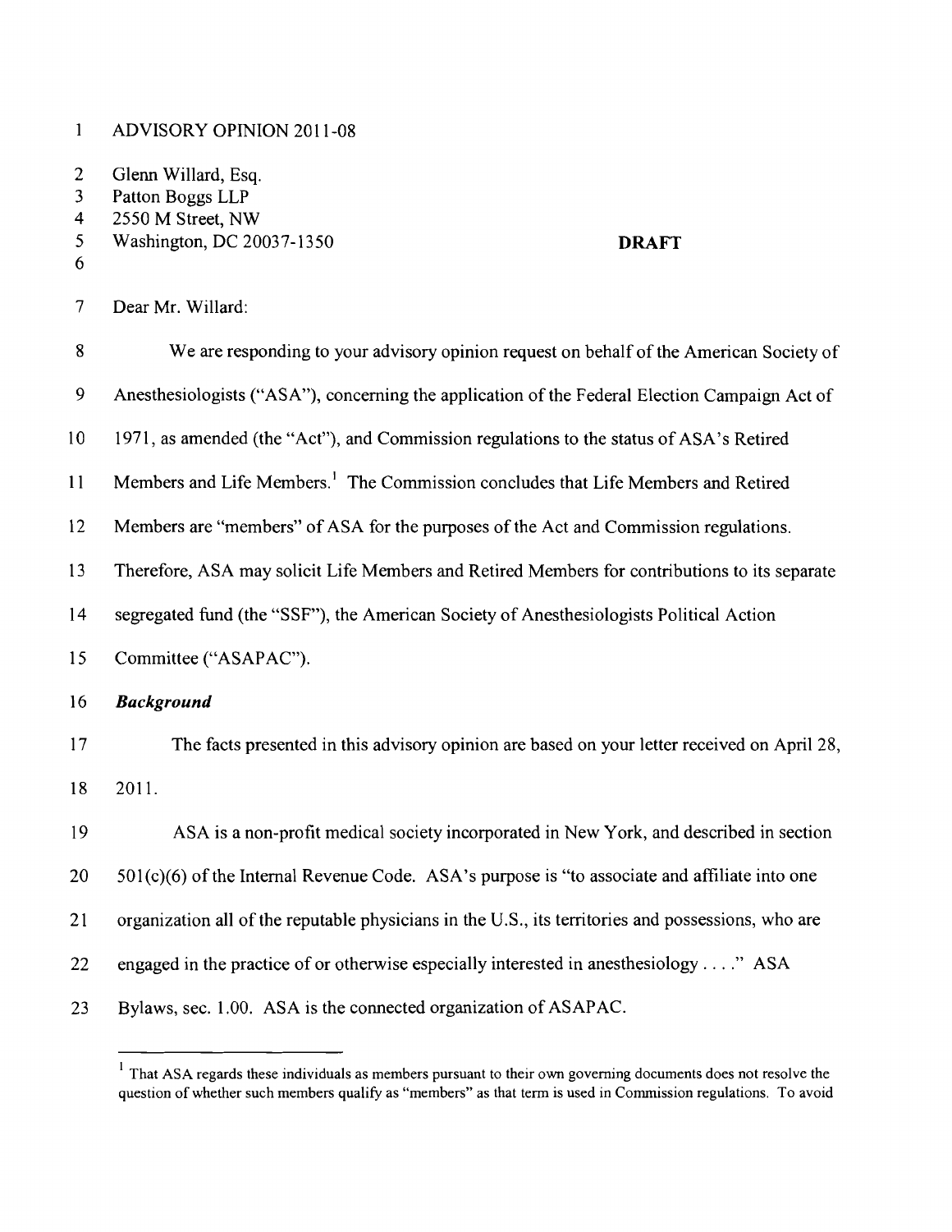ADVISORY OPINION 2011-08

Glenn Willard, Esq.
Patton Boggs LLP
2550 M Street, NW
Washington, DC 20037-1350

**DRAFT**

Dear Mr. Willard:

We are responding to your advisory opinion request on behalf of the American Society of Anesthesiologists ("ASA"), concerning the application of the Federal Election Campaign Act of 1971, as amended (the "Act"), and Commission regulations to the status of ASA's Retired Members and Life Members.[1] The Commission concludes that Life Members and Retired Members are "members" of ASA for the purposes of the Act and Commission regulations. Therefore, ASA may solicit Life Members and Retired Members for contributions to its separate segregated fund (the "SSF"), the American Society of Anesthesiologists Political Action Committee ("ASAPAC").

***Background***

The facts presented in this advisory opinion are based on your letter received on April 28, 2011.

ASA is a non-profit medical society incorporated in New York, and described in section 501(c)(6) of the Internal Revenue Code. ASA's purpose is "to associate and affiliate into one organization all of the reputable physicians in the U.S., its territories and possessions, who are engaged in the practice of or otherwise especially interested in anesthesiology . . . ." ASA Bylaws, sec. 1.00. ASA is the connected organization of ASAPAC.

[1] That ASA regards these individuals as members pursuant to their own governing documents does not resolve the question of whether such members qualify as "members" as that term is used in Commission regulations. To avoid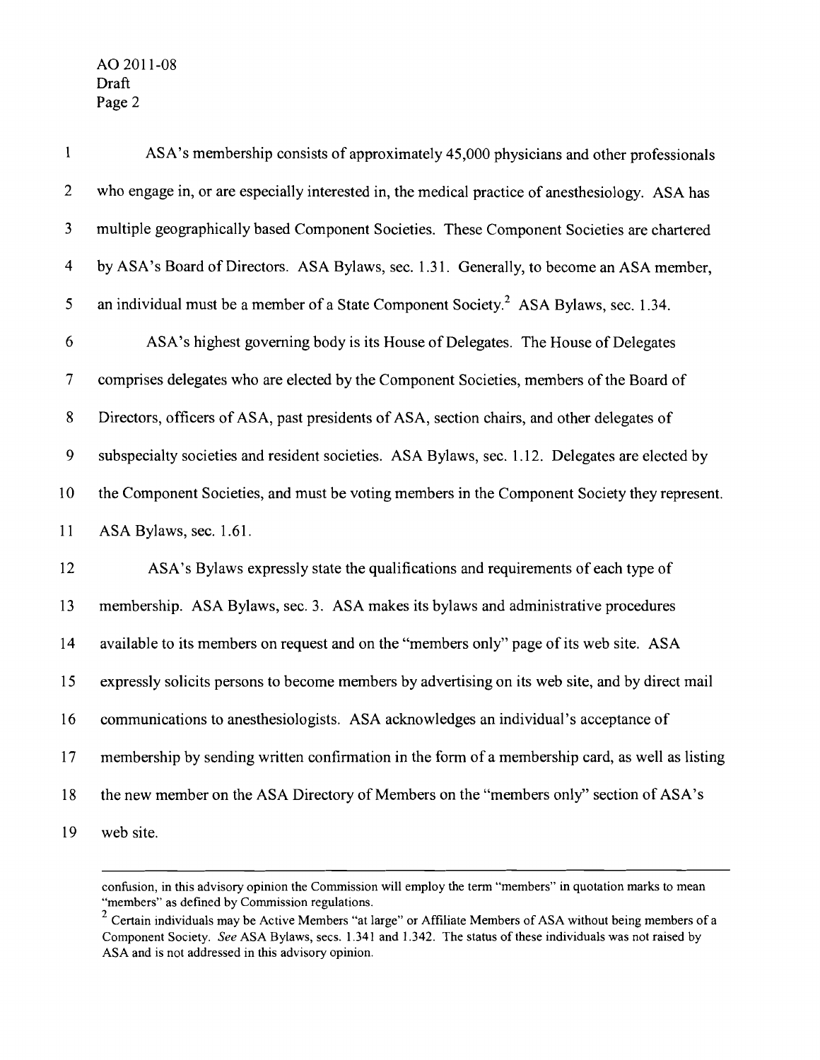ASA's membership consists of approximately 45,000 physicians and other professionals who engage in, or are especially interested in, the medical practice of anesthesiology. ASA has multiple geographically based Component Societies. These Component Societies are chartered by ASA's Board of Directors. ASA Bylaws, sec. 1.31. Generally, to become an ASA member, an individual must be a member of a State Component Society.[2] ASA Bylaws, sec. 1.34.

ASA's highest governing body is its House of Delegates. The House of Delegates comprises delegates who are elected by the Component Societies, members of the Board of Directors, officers of ASA, past presidents of ASA, section chairs, and other delegates of subspecialty societies and resident societies. ASA Bylaws, sec. 1.12. Delegates are elected by the Component Societies, and must be voting members in the Component Society they represent. ASA Bylaws, sec. 1.61.

ASA's Bylaws expressly state the qualifications and requirements of each type of membership. ASA Bylaws, sec. 3. ASA makes its bylaws and administrative procedures available to its members on request and on the "members only" page of its web site. ASA expressly solicits persons to become members by advertising on its web site, and by direct mail communications to anesthesiologists. ASA acknowledges an individual's acceptance of membership by sending written confirmation in the form of a membership card, as well as listing the new member on the ASA Directory of Members on the "members only" section of ASA's web site.

---

confusion, in this advisory opinion the Commission will employ the term "members" in quotation marks to mean "members" as defined by Commission regulations.

[2] Certain individuals may be Active Members "at large" or Affiliate Members of ASA without being members of a Component Society. *See* ASA Bylaws, secs. 1.341 and 1.342. The status of these individuals was not raised by ASA and is not addressed in this advisory opinion.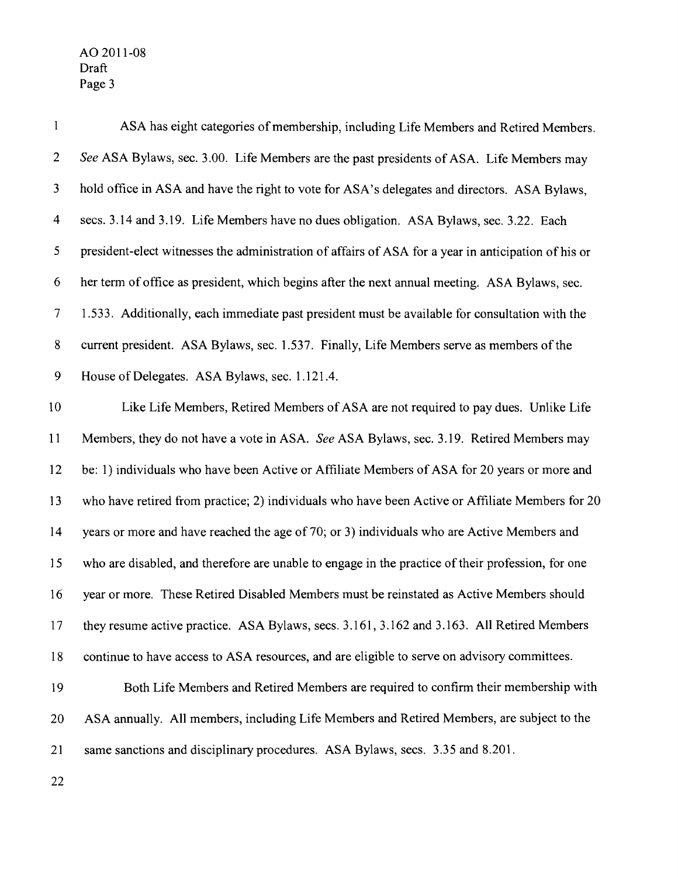ASA has eight categories of membership, including Life Members and Retired Members. *See* ASA Bylaws, sec. 3.00. Life Members are the past presidents of ASA. Life Members may hold office in ASA and have the right to vote for ASA's delegates and directors. ASA Bylaws, secs. 3.14 and 3.19. Life Members have no dues obligation. ASA Bylaws, sec. 3.22. Each president-elect witnesses the administration of affairs of ASA for a year in anticipation of his or her term of office as president, which begins after the next annual meeting. ASA Bylaws, sec. 1.533. Additionally, each immediate past president must be available for consultation with the current president. ASA Bylaws, sec. 1.537. Finally, Life Members serve as members of the House of Delegates. ASA Bylaws, sec. 1.121.4.

Like Life Members, Retired Members of ASA are not required to pay dues. Unlike Life Members, they do not have a vote in ASA. *See* ASA Bylaws, sec. 3.19. Retired Members may be: 1) individuals who have been Active or Affiliate Members of ASA for 20 years or more and who have retired from practice; 2) individuals who have been Active or Affiliate Members for 20 years or more and have reached the age of 70; or 3) individuals who are Active Members and who are disabled, and therefore are unable to engage in the practice of their profession, for one year or more. These Retired Disabled Members must be reinstated as Active Members should they resume active practice. ASA Bylaws, secs. 3.161, 3.162 and 3.163. All Retired Members continue to have access to ASA resources, and are eligible to serve on advisory committees.

Both Life Members and Retired Members are required to confirm their membership with ASA annually. All members, including Life Members and Retired Members, are subject to the same sanctions and disciplinary procedures. ASA Bylaws, secs. 3.35 and 8.201.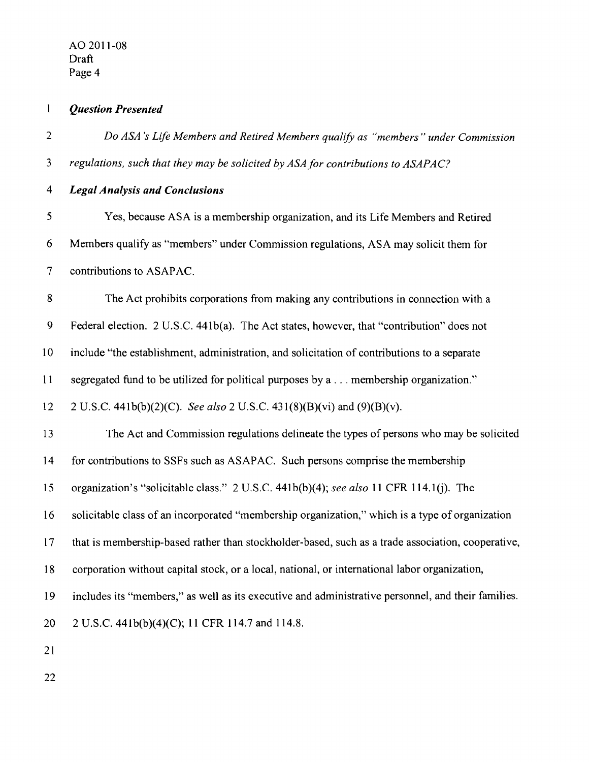***Question Presented***

*Do ASA's Life Members and Retired Members qualify as "members" under Commission regulations, such that they may be solicited by ASA for contributions to ASAPAC?*

***Legal Analysis and Conclusions***

Yes, because ASA is a membership organization, and its Life Members and Retired Members qualify as "members" under Commission regulations, ASA may solicit them for contributions to ASAPAC.

The Act prohibits corporations from making any contributions in connection with a Federal election. 2 U.S.C. 441b(a). The Act states, however, that "contribution" does not include "the establishment, administration, and solicitation of contributions to a separate segregated fund to be utilized for political purposes by a . . . membership organization." 2 U.S.C. 441b(b)(2)(C). *See also* 2 U.S.C. 431(8)(B)(vi) and (9)(B)(v).

The Act and Commission regulations delineate the types of persons who may be solicited for contributions to SSFs such as ASAPAC. Such persons comprise the membership organization's "solicitable class." 2 U.S.C. 441b(b)(4); *see also* 11 CFR 114.1(j). The solicitable class of an incorporated "membership organization," which is a type of organization that is membership-based rather than stockholder-based, such as a trade association, cooperative, corporation without capital stock, or a local, national, or international labor organization, includes its "members," as well as its executive and administrative personnel, and their families. 2 U.S.C. 441b(b)(4)(C); 11 CFR 114.7 and 114.8.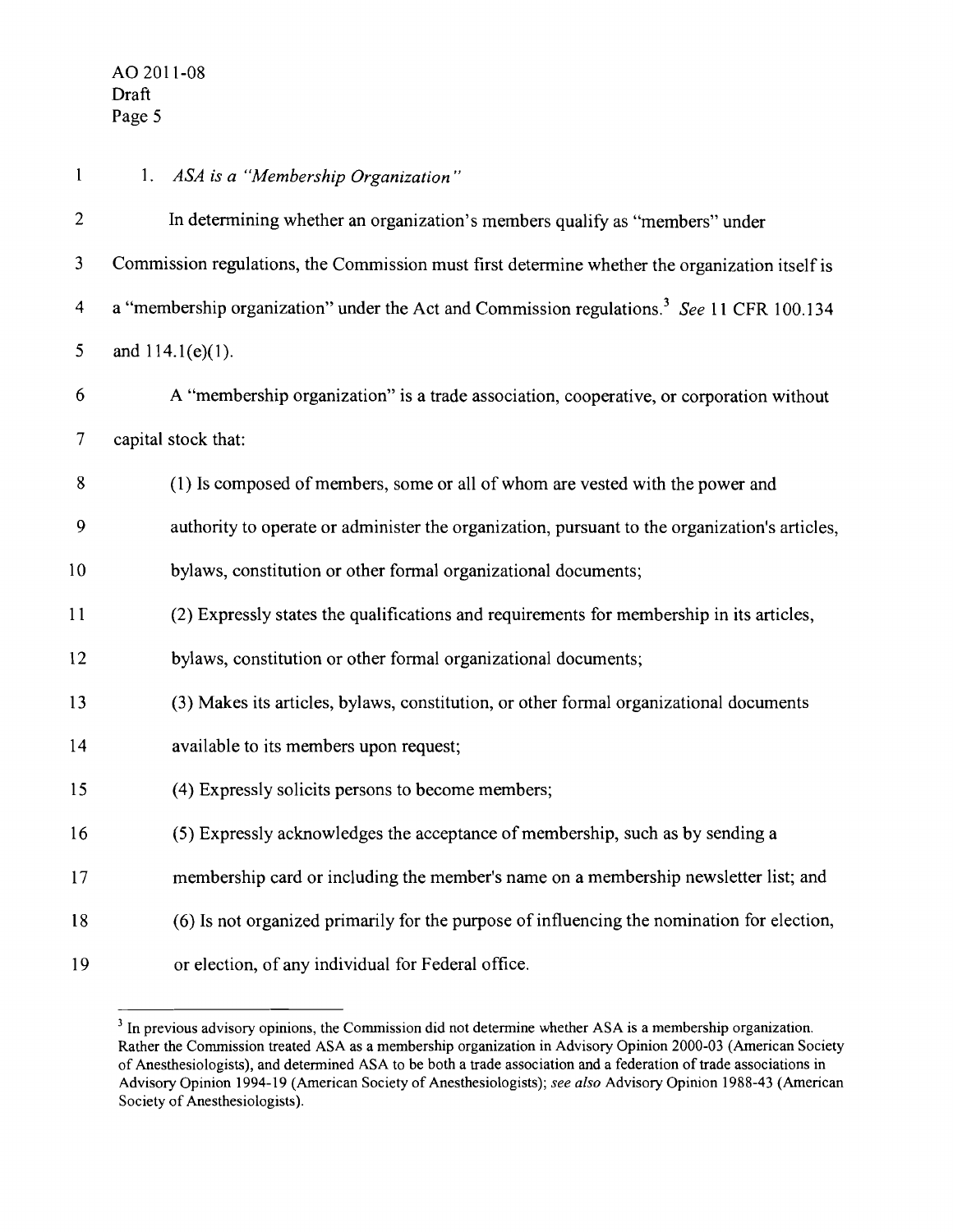1. *ASA is a "Membership Organization"*

In determining whether an organization's members qualify as "members" under Commission regulations, the Commission must first determine whether the organization itself is a "membership organization" under the Act and Commission regulations.[3] *See* 11 CFR 100.134 and 114.1(e)(1).

A "membership organization" is a trade association, cooperative, or corporation without capital stock that:

> (1) Is composed of members, some or all of whom are vested with the power and authority to operate or administer the organization, pursuant to the organization's articles, bylaws, constitution or other formal organizational documents;
>
> (2) Expressly states the qualifications and requirements for membership in its articles, bylaws, constitution or other formal organizational documents;
>
> (3) Makes its articles, bylaws, constitution, or other formal organizational documents available to its members upon request;
>
> (4) Expressly solicits persons to become members;
>
> (5) Expressly acknowledges the acceptance of membership, such as by sending a membership card or including the member's name on a membership newsletter list; and
>
> (6) Is not organized primarily for the purpose of influencing the nomination for election, or election, of any individual for Federal office.

---

[3] In previous advisory opinions, the Commission did not determine whether ASA is a membership organization. Rather the Commission treated ASA as a membership organization in Advisory Opinion 2000-03 (American Society of Anesthesiologists), and determined ASA to be both a trade association and a federation of trade associations in Advisory Opinion 1994-19 (American Society of Anesthesiologists); *see also* Advisory Opinion 1988-43 (American Society of Anesthesiologists).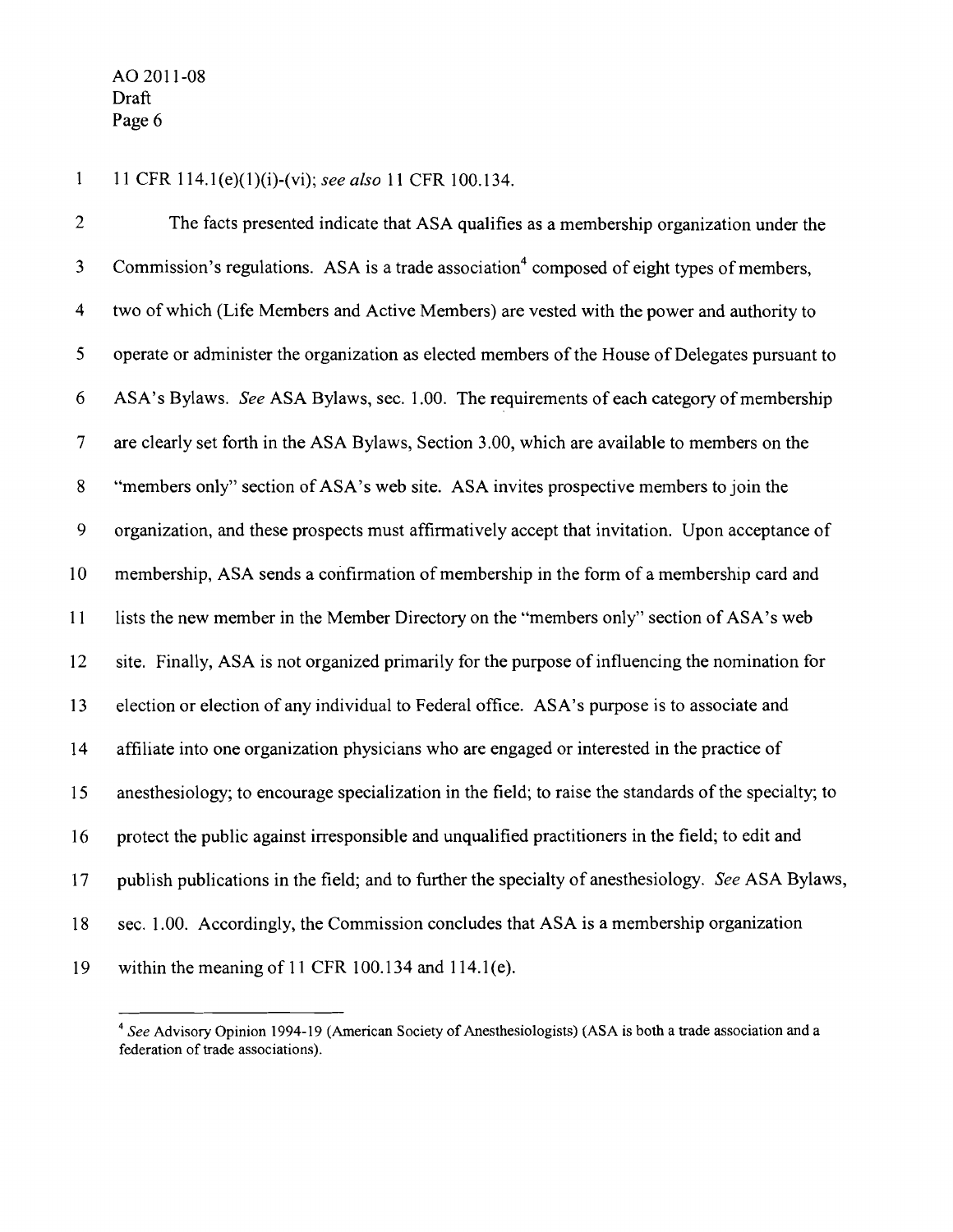11 CFR 114.1(e)(1)(i)-(vi); *see also* 11 CFR 100.134.

The facts presented indicate that ASA qualifies as a membership organization under the Commission's regulations. ASA is a trade association[4] composed of eight types of members, two of which (Life Members and Active Members) are vested with the power and authority to operate or administer the organization as elected members of the House of Delegates pursuant to ASA's Bylaws. *See* ASA Bylaws, sec. 1.00. The requirements of each category of membership are clearly set forth in the ASA Bylaws, Section 3.00, which are available to members on the "members only" section of ASA's web site. ASA invites prospective members to join the organization, and these prospects must affirmatively accept that invitation. Upon acceptance of membership, ASA sends a confirmation of membership in the form of a membership card and lists the new member in the Member Directory on the "members only" section of ASA's web site. Finally, ASA is not organized primarily for the purpose of influencing the nomination for election or election of any individual to Federal office. ASA's purpose is to associate and affiliate into one organization physicians who are engaged or interested in the practice of anesthesiology; to encourage specialization in the field; to raise the standards of the specialty; to protect the public against irresponsible and unqualified practitioners in the field; to edit and publish publications in the field; and to further the specialty of anesthesiology. *See* ASA Bylaws, sec. 1.00. Accordingly, the Commission concludes that ASA is a membership organization within the meaning of 11 CFR 100.134 and 114.1(e).

[4] *See* Advisory Opinion 1994-19 (American Society of Anesthesiologists) (ASA is both a trade association and a federation of trade associations).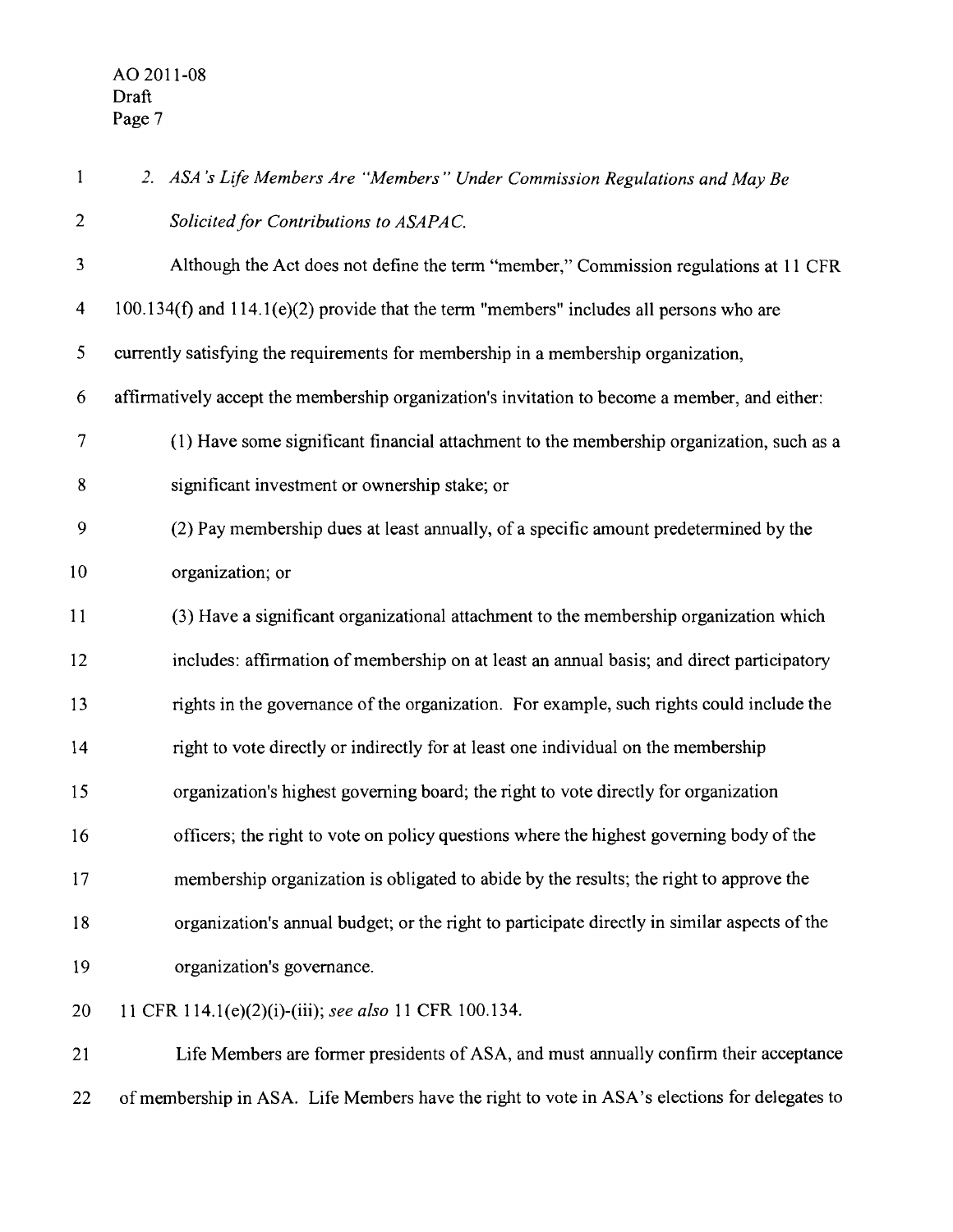*2. ASA's Life Members Are "Members" Under Commission Regulations and May Be Solicited for Contributions to ASAPAC.*

Although the Act does not define the term "member," Commission regulations at 11 CFR 100.134(f) and 114.1(e)(2) provide that the term "members" includes all persons who are currently satisfying the requirements for membership in a membership organization, affirmatively accept the membership organization's invitation to become a member, and either:

> (1) Have some significant financial attachment to the membership organization, such as a significant investment or ownership stake; or
>
> (2) Pay membership dues at least annually, of a specific amount predetermined by the organization; or
>
> (3) Have a significant organizational attachment to the membership organization which includes: affirmation of membership on at least an annual basis; and direct participatory rights in the governance of the organization. For example, such rights could include the right to vote directly or indirectly for at least one individual on the membership organization's highest governing board; the right to vote directly for organization officers; the right to vote on policy questions where the highest governing body of the membership organization is obligated to abide by the results; the right to approve the organization's annual budget; or the right to participate directly in similar aspects of the organization's governance.

11 CFR 114.1(e)(2)(i)-(iii); *see also* 11 CFR 100.134.

Life Members are former presidents of ASA, and must annually confirm their acceptance of membership in ASA. Life Members have the right to vote in ASA's elections for delegates to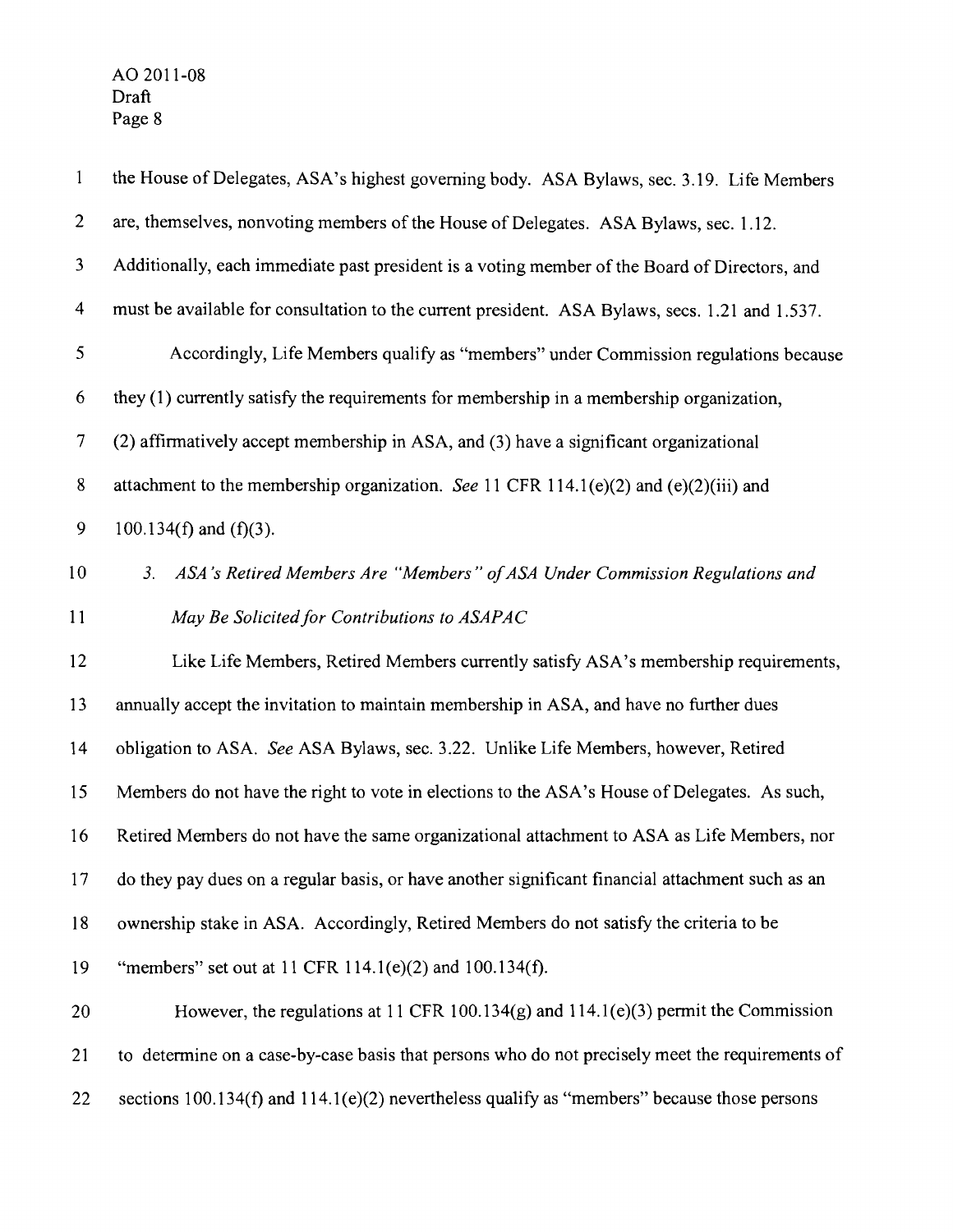the House of Delegates, ASA's highest governing body. ASA Bylaws, sec. 3.19. Life Members are, themselves, nonvoting members of the House of Delegates. ASA Bylaws, sec. 1.12. Additionally, each immediate past president is a voting member of the Board of Directors, and must be available for consultation to the current president. ASA Bylaws, secs. 1.21 and 1.537.

Accordingly, Life Members qualify as "members" under Commission regulations because they (1) currently satisfy the requirements for membership in a membership organization, (2) affirmatively accept membership in ASA, and (3) have a significant organizational attachment to the membership organization. *See* 11 CFR 114.1(e)(2) and (e)(2)(iii) and 100.134(f) and (f)(3).

### *3. ASA's Retired Members Are "Members" of ASA Under Commission Regulations and May Be Solicited for Contributions to ASAPAC*

Like Life Members, Retired Members currently satisfy ASA's membership requirements, annually accept the invitation to maintain membership in ASA, and have no further dues obligation to ASA. *See* ASA Bylaws, sec. 3.22. Unlike Life Members, however, Retired Members do not have the right to vote in elections to the ASA's House of Delegates. As such, Retired Members do not have the same organizational attachment to ASA as Life Members, nor do they pay dues on a regular basis, or have another significant financial attachment such as an ownership stake in ASA. Accordingly, Retired Members do not satisfy the criteria to be "members" set out at 11 CFR 114.1(e)(2) and 100.134(f).

However, the regulations at 11 CFR 100.134(g) and 114.1(e)(3) permit the Commission to determine on a case-by-case basis that persons who do not precisely meet the requirements of sections 100.134(f) and 114.1(e)(2) nevertheless qualify as "members" because those persons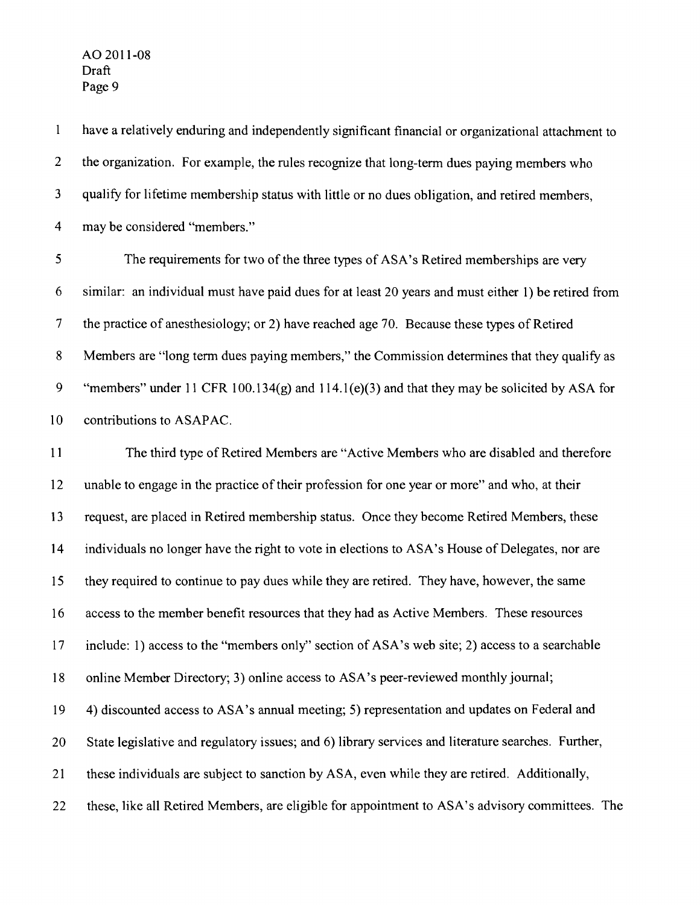have a relatively enduring and independently significant financial or organizational attachment to the organization. For example, the rules recognize that long-term dues paying members who qualify for lifetime membership status with little or no dues obligation, and retired members, may be considered "members."

The requirements for two of the three types of ASA's Retired memberships are very similar: an individual must have paid dues for at least 20 years and must either 1) be retired from the practice of anesthesiology; or 2) have reached age 70. Because these types of Retired Members are "long term dues paying members," the Commission determines that they qualify as "members" under 11 CFR 100.134(g) and 114.1(e)(3) and that they may be solicited by ASA for contributions to ASAPAC.

The third type of Retired Members are "Active Members who are disabled and therefore unable to engage in the practice of their profession for one year or more" and who, at their request, are placed in Retired membership status. Once they become Retired Members, these individuals no longer have the right to vote in elections to ASA's House of Delegates, nor are they required to continue to pay dues while they are retired. They have, however, the same access to the member benefit resources that they had as Active Members. These resources include: 1) access to the "members only" section of ASA's web site; 2) access to a searchable online Member Directory; 3) online access to ASA's peer-reviewed monthly journal; 4) discounted access to ASA's annual meeting; 5) representation and updates on Federal and State legislative and regulatory issues; and 6) library services and literature searches. Further, these individuals are subject to sanction by ASA, even while they are retired. Additionally, these, like all Retired Members, are eligible for appointment to ASA's advisory committees. The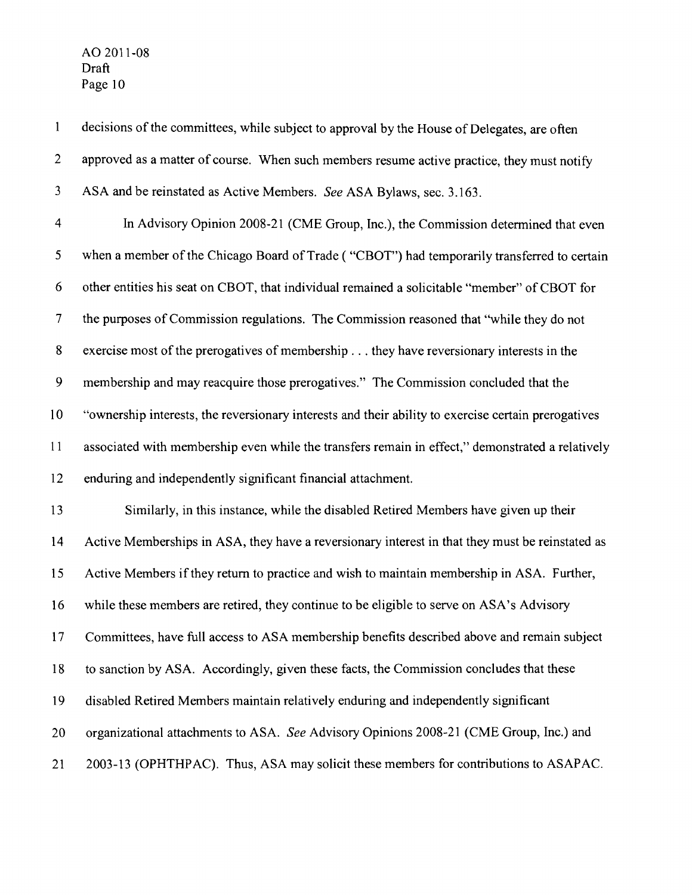decisions of the committees, while subject to approval by the House of Delegates, are often approved as a matter of course. When such members resume active practice, they must notify ASA and be reinstated as Active Members. *See* ASA Bylaws, sec. 3.163.

In Advisory Opinion 2008-21 (CME Group, Inc.), the Commission determined that even when a member of the Chicago Board of Trade ( "CBOT") had temporarily transferred to certain other entities his seat on CBOT, that individual remained a solicitable "member" of CBOT for the purposes of Commission regulations. The Commission reasoned that "while they do not exercise most of the prerogatives of membership . . . they have reversionary interests in the membership and may reacquire those prerogatives." The Commission concluded that the "ownership interests, the reversionary interests and their ability to exercise certain prerogatives associated with membership even while the transfers remain in effect," demonstrated a relatively enduring and independently significant financial attachment.

Similarly, in this instance, while the disabled Retired Members have given up their Active Memberships in ASA, they have a reversionary interest in that they must be reinstated as Active Members if they return to practice and wish to maintain membership in ASA. Further, while these members are retired, they continue to be eligible to serve on ASA's Advisory Committees, have full access to ASA membership benefits described above and remain subject to sanction by ASA. Accordingly, given these facts, the Commission concludes that these disabled Retired Members maintain relatively enduring and independently significant organizational attachments to ASA. *See* Advisory Opinions 2008-21 (CME Group, Inc.) and 2003-13 (OPHTHPAC). Thus, ASA may solicit these members for contributions to ASAPAC.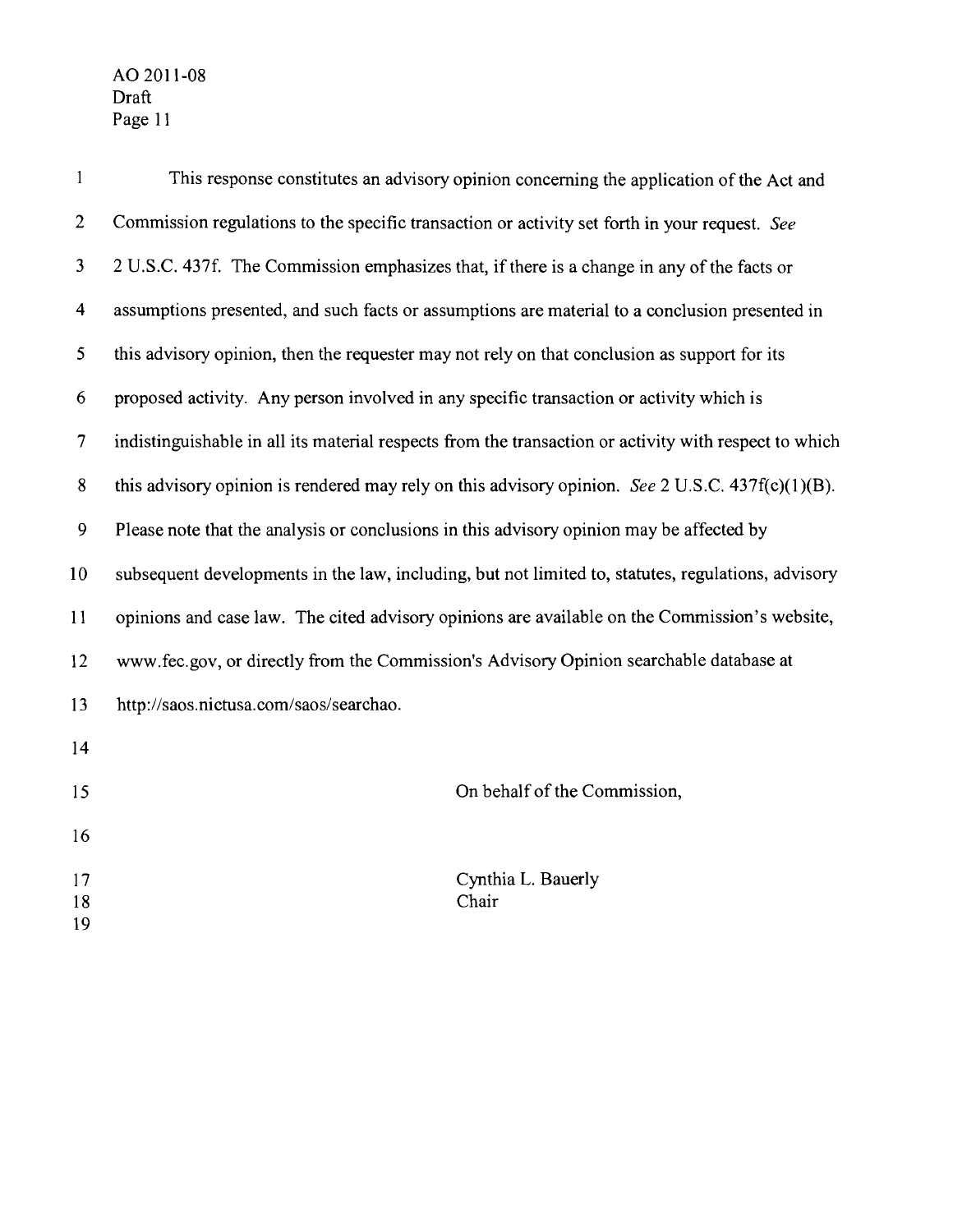This response constitutes an advisory opinion concerning the application of the Act and Commission regulations to the specific transaction or activity set forth in your request. *See* 2 U.S.C. 437f. The Commission emphasizes that, if there is a change in any of the facts or assumptions presented, and such facts or assumptions are material to a conclusion presented in this advisory opinion, then the requester may not rely on that conclusion as support for its proposed activity. Any person involved in any specific transaction or activity which is indistinguishable in all its material respects from the transaction or activity with respect to which this advisory opinion is rendered may rely on this advisory opinion. *See* 2 U.S.C. 437f(c)(1)(B). Please note that the analysis or conclusions in this advisory opinion may be affected by subsequent developments in the law, including, but not limited to, statutes, regulations, advisory opinions and case law. The cited advisory opinions are available on the Commission's website, www.fec.gov, or directly from the Commission's Advisory Opinion searchable database at http://saos.nictusa.com/saos/searchao.

On behalf of the Commission,

Cynthia L. Bauerly
Chair